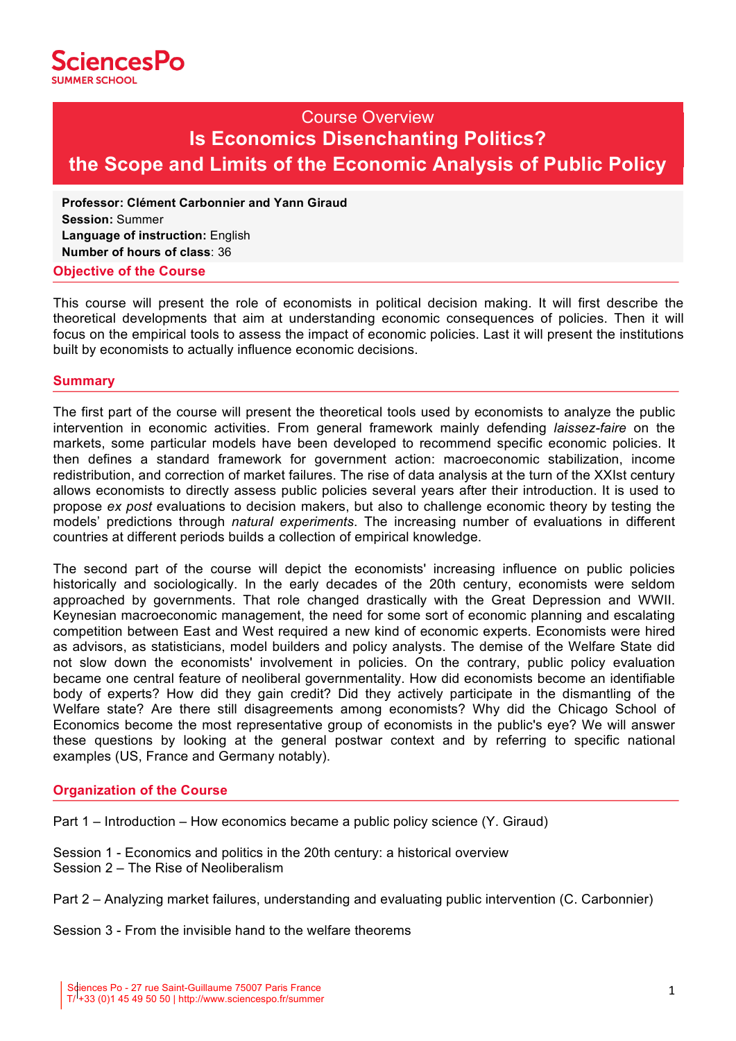SciencesPo
SUMMER SCHOOL

# Course Overview
# Is Economics Disenchanting Politics? the Scope and Limits of the Economic Analysis of Public Policy

**Professor: Clément Carbonnier and Yann Giraud**
**Session:** Summer
**Language of instruction:** English
**Number of hours of class**: 36

## Objective of the Course

This course will present the role of economists in political decision making. It will first describe the theoretical developments that aim at understanding economic consequences of policies. Then it will focus on the empirical tools to assess the impact of economic policies. Last it will present the institutions built by economists to actually influence economic decisions.

## Summary

The first part of the course will present the theoretical tools used by economists to analyze the public intervention in economic activities. From general framework mainly defending *laissez-faire* on the markets, some particular models have been developed to recommend specific economic policies. It then defines a standard framework for government action: macroeconomic stabilization, income redistribution, and correction of market failures. The rise of data analysis at the turn of the XXIst century allows economists to directly assess public policies several years after their introduction. It is used to propose *ex post* evaluations to decision makers, but also to challenge economic theory by testing the models' predictions through *natural experiments*. The increasing number of evaluations in different countries at different periods builds a collection of empirical knowledge.

The second part of the course will depict the economists' increasing influence on public policies historically and sociologically. In the early decades of the 20th century, economists were seldom approached by governments. That role changed drastically with the Great Depression and WWII. Keynesian macroeconomic management, the need for some sort of economic planning and escalating competition between East and West required a new kind of economic experts. Economists were hired as advisors, as statisticians, model builders and policy analysts. The demise of the Welfare State did not slow down the economists' involvement in policies. On the contrary, public policy evaluation became one central feature of neoliberal governmentality. How did economists become an identifiable body of experts? How did they gain credit? Did they actively participate in the dismantling of the Welfare state? Are there still disagreements among economists? Why did the Chicago School of Economics become the most representative group of economists in the public's eye? We will answer these questions by looking at the general postwar context and by referring to specific national examples (US, France and Germany notably).

## Organization of the Course

Part 1 – Introduction – How economics became a public policy science (Y. Giraud)

Session 1 - Economics and politics in the 20th century: a historical overview
Session 2 – The Rise of Neoliberalism

Part 2 – Analyzing market failures, understanding and evaluating public intervention (C. Carbonnier)

Session 3 - From the invisible hand to the welfare theorems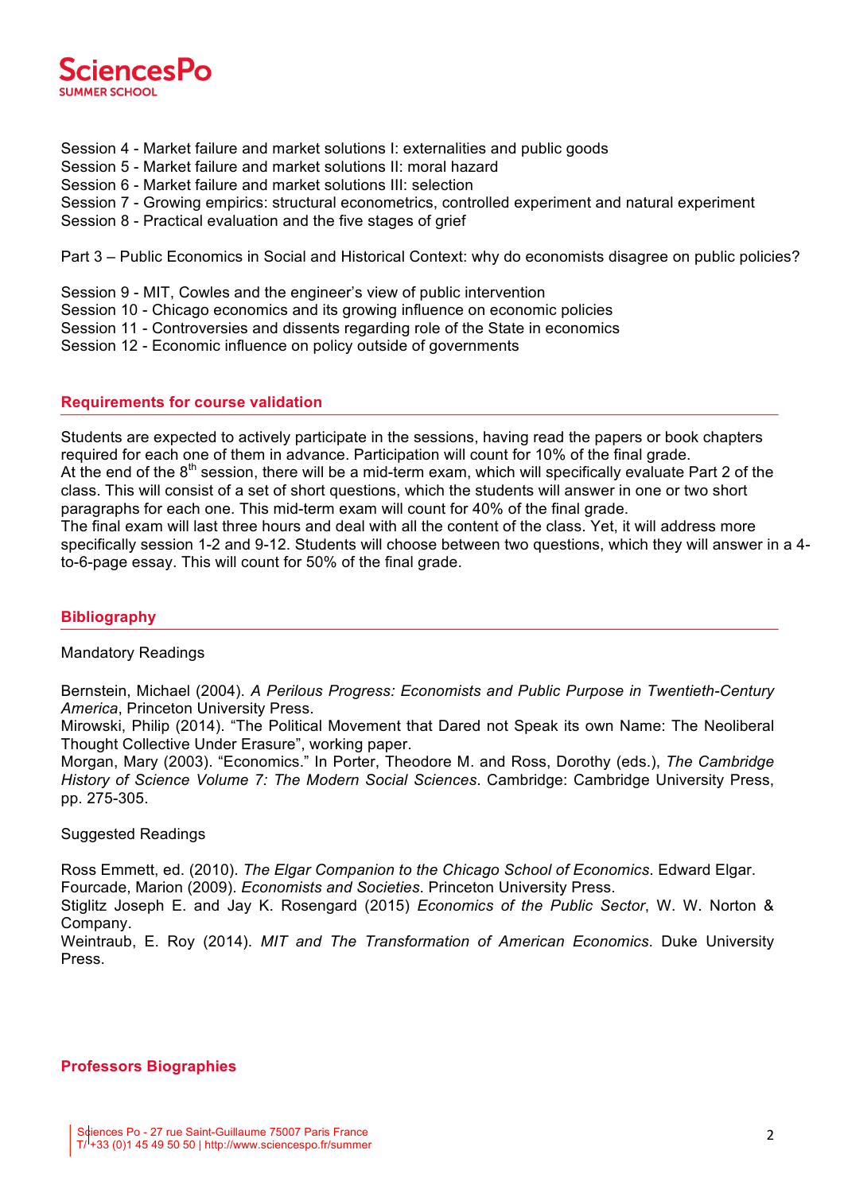Session 4 - Market failure and market solutions I: externalities and public goods
Session 5 - Market failure and market solutions II: moral hazard
Session 6 - Market failure and market solutions III: selection
Session 7 - Growing empirics: structural econometrics, controlled experiment and natural experiment
Session 8 - Practical evaluation and the five stages of grief

Part 3 – Public Economics in Social and Historical Context: why do economists disagree on public policies?

Session 9 - MIT, Cowles and the engineer's view of public intervention
Session 10 - Chicago economics and its growing influence on economic policies
Session 11 - Controversies and dissents regarding role of the State in economics
Session 12 - Economic influence on policy outside of governments

## Requirements for course validation

Students are expected to actively participate in the sessions, having read the papers or book chapters required for each one of them in advance. Participation will count for 10% of the final grade.
At the end of the 8th session, there will be a mid-term exam, which will specifically evaluate Part 2 of the class. This will consist of a set of short questions, which the students will answer in one or two short paragraphs for each one. This mid-term exam will count for 40% of the final grade.
The final exam will last three hours and deal with all the content of the class. Yet, it will address more specifically session 1-2 and 9-12. Students will choose between two questions, which they will answer in a 4-to-6-page essay. This will count for 50% of the final grade.

## Bibliography

Mandatory Readings

Bernstein, Michael (2004). *A Perilous Progress: Economists and Public Purpose in Twentieth-Century America*, Princeton University Press.
Mirowski, Philip (2014). "The Political Movement that Dared not Speak its own Name: The Neoliberal Thought Collective Under Erasure", working paper.
Morgan, Mary (2003). "Economics." In Porter, Theodore M. and Ross, Dorothy (eds.), *The Cambridge History of Science Volume 7: The Modern Social Sciences*. Cambridge: Cambridge University Press, pp. 275-305.

Suggested Readings

Ross Emmett, ed. (2010). *The Elgar Companion to the Chicago School of Economics*. Edward Elgar.
Fourcade, Marion (2009). *Economists and Societies*. Princeton University Press.
Stiglitz Joseph E. and Jay K. Rosengard (2015) *Economics of the Public Sector*, W. W. Norton & Company.
Weintraub, E. Roy (2014). *MIT and The Transformation of American Economics*. Duke University Press.

## Professors Biographies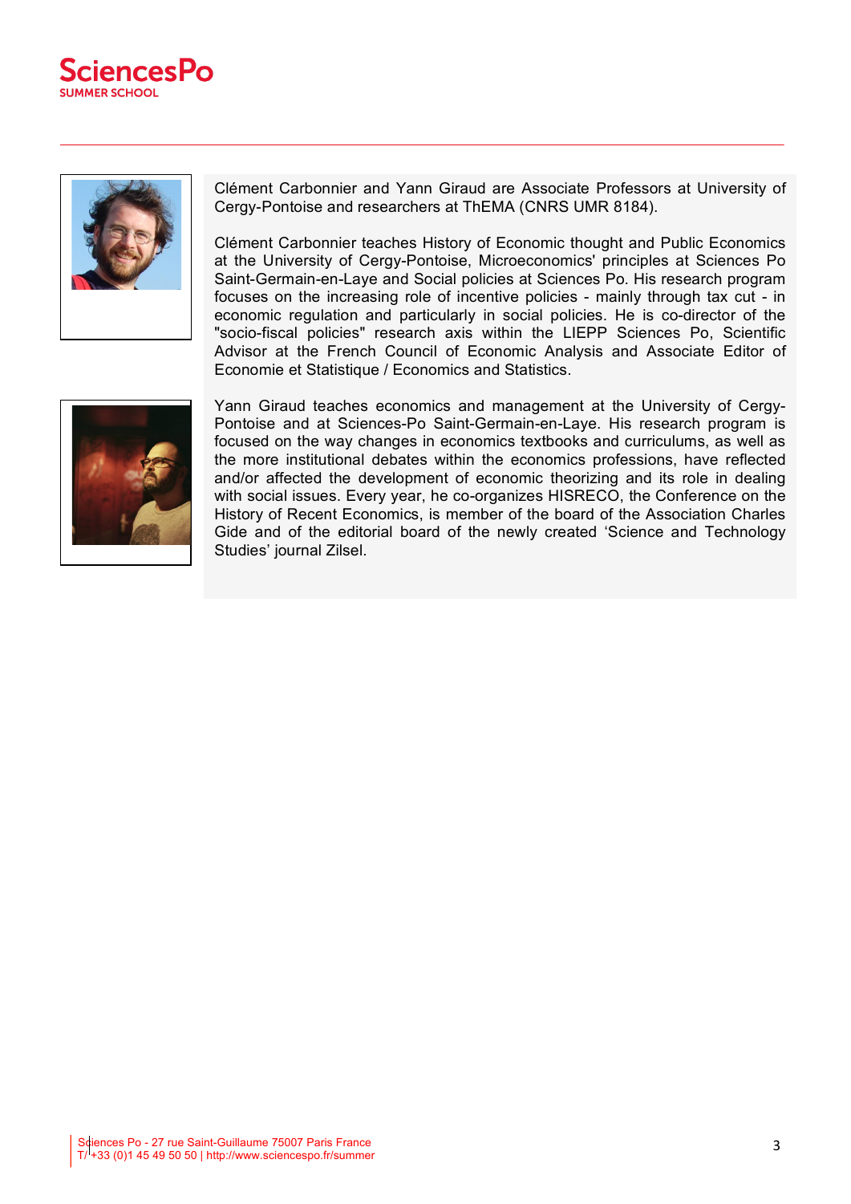Clément Carbonnier and Yann Giraud are Associate Professors at University of Cergy-Pontoise and researchers at ThEMA (CNRS UMR 8184).

Clément Carbonnier teaches History of Economic thought and Public Economics at the University of Cergy-Pontoise, Microeconomics' principles at Sciences Po Saint-Germain-en-Laye and Social policies at Sciences Po. His research program focuses on the increasing role of incentive policies - mainly through tax cut - in economic regulation and particularly in social policies. He is co-director of the "socio-fiscal policies" research axis within the LIEPP Sciences Po, Scientific Advisor at the French Council of Economic Analysis and Associate Editor of Economie et Statistique / Economics and Statistics.

Yann Giraud teaches economics and management at the University of Cergy-Pontoise and at Sciences-Po Saint-Germain-en-Laye. His research program is focused on the way changes in economics textbooks and curriculums, as well as the more institutional debates within the economics professions, have reflected and/or affected the development of economic theorizing and its role in dealing with social issues. Every year, he co-organizes HISRECO, the Conference on the History of Recent Economics, is member of the board of the Association Charles Gide and of the editorial board of the newly created 'Science and Technology Studies' journal Zilsel.